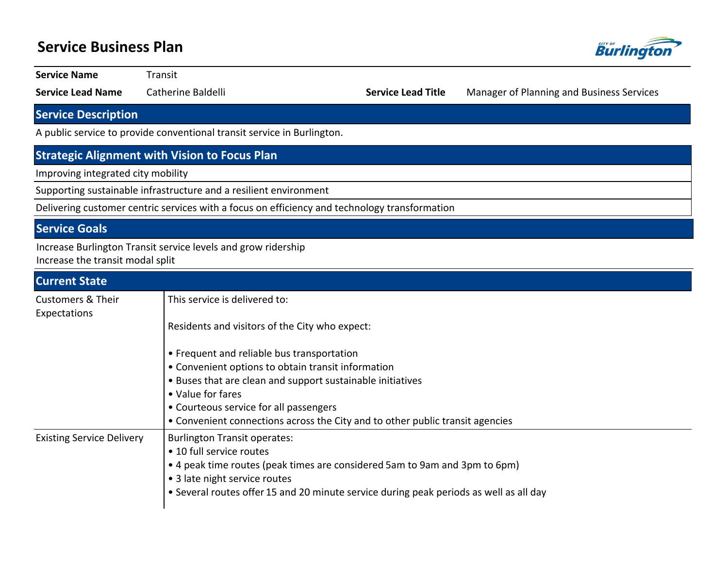# Service Business Plan

City of Burlington

| | | | |
|---|---|---|---|
| **Service Name** | Transit | | |
| **Service Lead Name** | Catherine Baldelli | **Service Lead Title** | Manager of Planning and Business Services |

## Service Description

A public service to provide conventional transit service in Burlington.

## Strategic Alignment with Vision to Focus Plan

Improving integrated city mobility

Supporting sustainable infrastructure and a resilient environment

Delivering customer centric services with a focus on efficiency and technology transformation

## Service Goals

Increase Burlington Transit service levels and grow ridership
Increase the transit modal split

## Current State

| | |
|---|---|
| Customers & Their Expectations | This service is delivered to:<br><br>Residents and visitors of the City who expect:<br><br>• Frequent and reliable bus transportation<br>• Convenient options to obtain transit information<br>• Buses that are clean and support sustainable initiatives<br>• Value for fares<br>• Courteous service for all passengers<br>• Convenient connections across the City and to other public transit agencies |
| Existing Service Delivery | Burlington Transit operates:<br>• 10 full service routes<br>• 4 peak time routes (peak times are considered 5am to 9am and 3pm to 6pm)<br>• 3 late night service routes<br>• Several routes offer 15 and 20 minute service during peak periods as well as all day |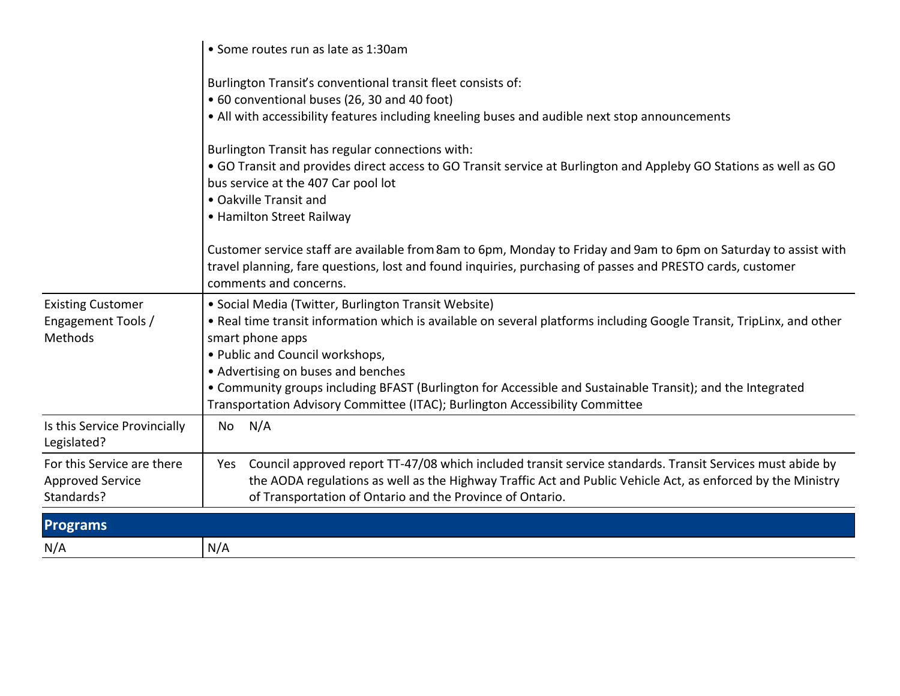| | |
|---|---|
| | • Some routes run as late as 1:30am<br><br>Burlington Transit's conventional transit fleet consists of:<br>• 60 conventional buses (26, 30 and 40 foot)<br>• All with accessibility features including kneeling buses and audible next stop announcements<br><br>Burlington Transit has regular connections with:<br>• GO Transit and provides direct access to GO Transit service at Burlington and Appleby GO Stations as well as GO bus service at the 407 Car pool lot<br>• Oakville Transit and<br>• Hamilton Street Railway<br><br>Customer service staff are available from 8am to 6pm, Monday to Friday and 9am to 6pm on Saturday to assist with travel planning, fare questions, lost and found inquiries, purchasing of passes and PRESTO cards, customer comments and concerns. |
| Existing Customer Engagement Tools / Methods | • Social Media (Twitter, Burlington Transit Website)<br>• Real time transit information which is available on several platforms including Google Transit, TripLinx, and other smart phone apps<br>• Public and Council workshops,<br>• Advertising on buses and benches<br>• Community groups including BFAST (Burlington for Accessible and Sustainable Transit); and the Integrated Transportation Advisory Committee (ITAC); Burlington Accessibility Committee |
| Is this Service Provincially Legislated? | No N/A |
| For this Service are there Approved Service Standards? | Yes Council approved report TT-47/08 which included transit service standards. Transit Services must abide by the AODA regulations as well as the Highway Traffic Act and Public Vehicle Act, as enforced by the Ministry of Transportation of Ontario and the Province of Ontario. |

## Programs

| | |
|---|---|
| N/A | N/A |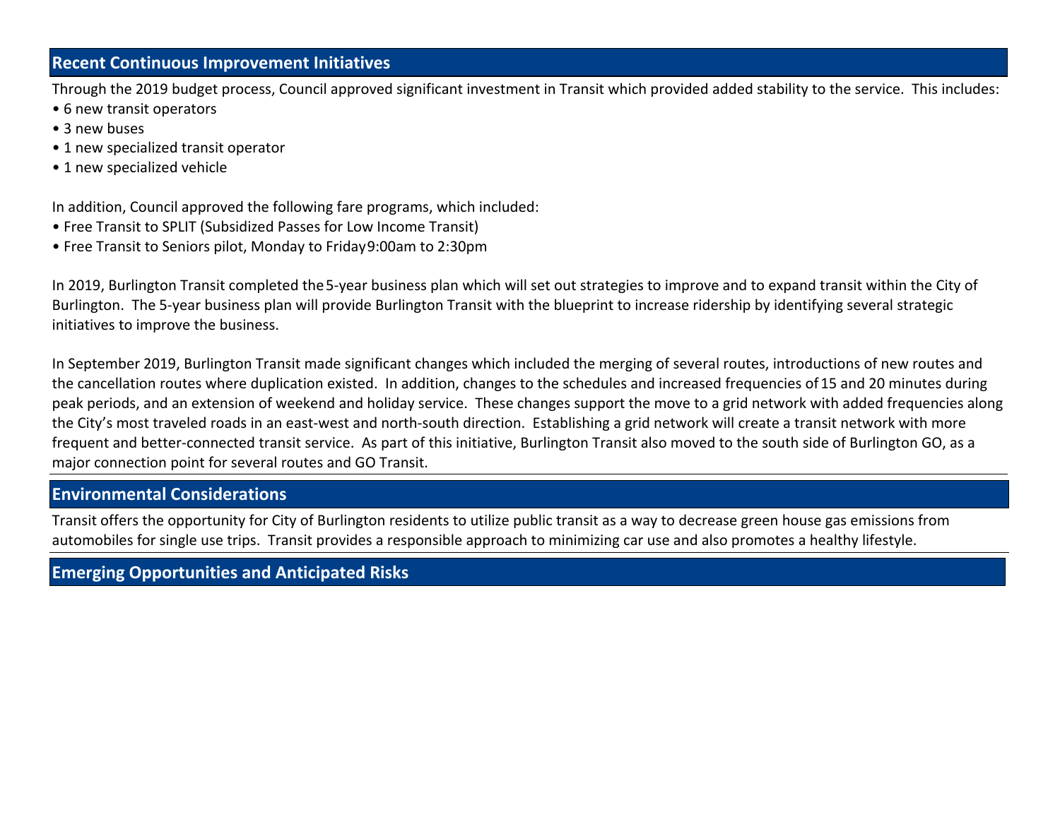## Recent Continuous Improvement Initiatives

Through the 2019 budget process, Council approved significant investment in Transit which provided added stability to the service. This includes:

- 6 new transit operators
- 3 new buses
- 1 new specialized transit operator
- 1 new specialized vehicle

In addition, Council approved the following fare programs, which included:

- Free Transit to SPLIT (Subsidized Passes for Low Income Transit)
- Free Transit to Seniors pilot, Monday to Friday 9:00am to 2:30pm

In 2019, Burlington Transit completed the 5-year business plan which will set out strategies to improve and to expand transit within the City of Burlington. The 5-year business plan will provide Burlington Transit with the blueprint to increase ridership by identifying several strategic initiatives to improve the business.

In September 2019, Burlington Transit made significant changes which included the merging of several routes, introductions of new routes and the cancellation routes where duplication existed. In addition, changes to the schedules and increased frequencies of 15 and 20 minutes during peak periods, and an extension of weekend and holiday service. These changes support the move to a grid network with added frequencies along the City's most traveled roads in an east-west and north-south direction. Establishing a grid network will create a transit network with more frequent and better-connected transit service. As part of this initiative, Burlington Transit also moved to the south side of Burlington GO, as a major connection point for several routes and GO Transit.

## Environmental Considerations

Transit offers the opportunity for City of Burlington residents to utilize public transit as a way to decrease green house gas emissions from automobiles for single use trips. Transit provides a responsible approach to minimizing car use and also promotes a healthy lifestyle.

## Emerging Opportunities and Anticipated Risks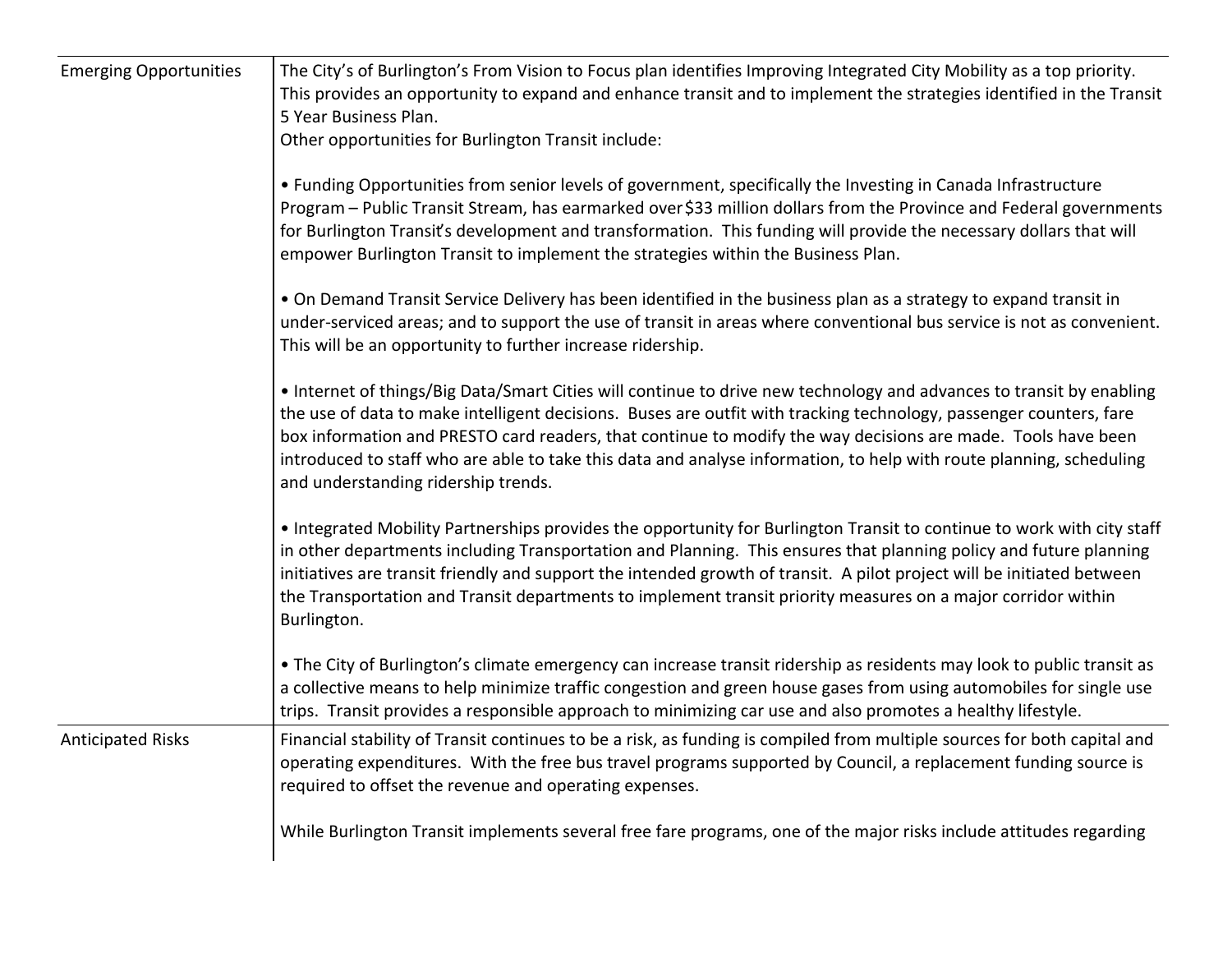| | |
|---|---|
| Emerging Opportunities | The City's of Burlington's From Vision to Focus plan identifies Improving Integrated City Mobility as a top priority. This provides an opportunity to expand and enhance transit and to implement the strategies identified in the Transit 5 Year Business Plan.<br>Other opportunities for Burlington Transit include:<br><br>• Funding Opportunities from senior levels of government, specifically the Investing in Canada Infrastructure Program – Public Transit Stream, has earmarked over $33 million dollars from the Province and Federal governments for Burlington Transit's development and transformation. This funding will provide the necessary dollars that will empower Burlington Transit to implement the strategies within the Business Plan.<br><br>• On Demand Transit Service Delivery has been identified in the business plan as a strategy to expand transit in under-serviced areas; and to support the use of transit in areas where conventional bus service is not as convenient. This will be an opportunity to further increase ridership.<br><br>• Internet of things/Big Data/Smart Cities will continue to drive new technology and advances to transit by enabling the use of data to make intelligent decisions. Buses are outfit with tracking technology, passenger counters, fare box information and PRESTO card readers, that continue to modify the way decisions are made. Tools have been introduced to staff who are able to take this data and analyse information, to help with route planning, scheduling and understanding ridership trends.<br><br>• Integrated Mobility Partnerships provides the opportunity for Burlington Transit to continue to work with city staff in other departments including Transportation and Planning. This ensures that planning policy and future planning initiatives are transit friendly and support the intended growth of transit. A pilot project will be initiated between the Transportation and Transit departments to implement transit priority measures on a major corridor within Burlington.<br><br>• The City of Burlington's climate emergency can increase transit ridership as residents may look to public transit as a collective means to help minimize traffic congestion and green house gases from using automobiles for single use trips. Transit provides a responsible approach to minimizing car use and also promotes a healthy lifestyle. |
| Anticipated Risks | Financial stability of Transit continues to be a risk, as funding is compiled from multiple sources for both capital and operating expenditures. With the free bus travel programs supported by Council, a replacement funding source is required to offset the revenue and operating expenses.<br><br>While Burlington Transit implements several free fare programs, one of the major risks include attitudes regarding |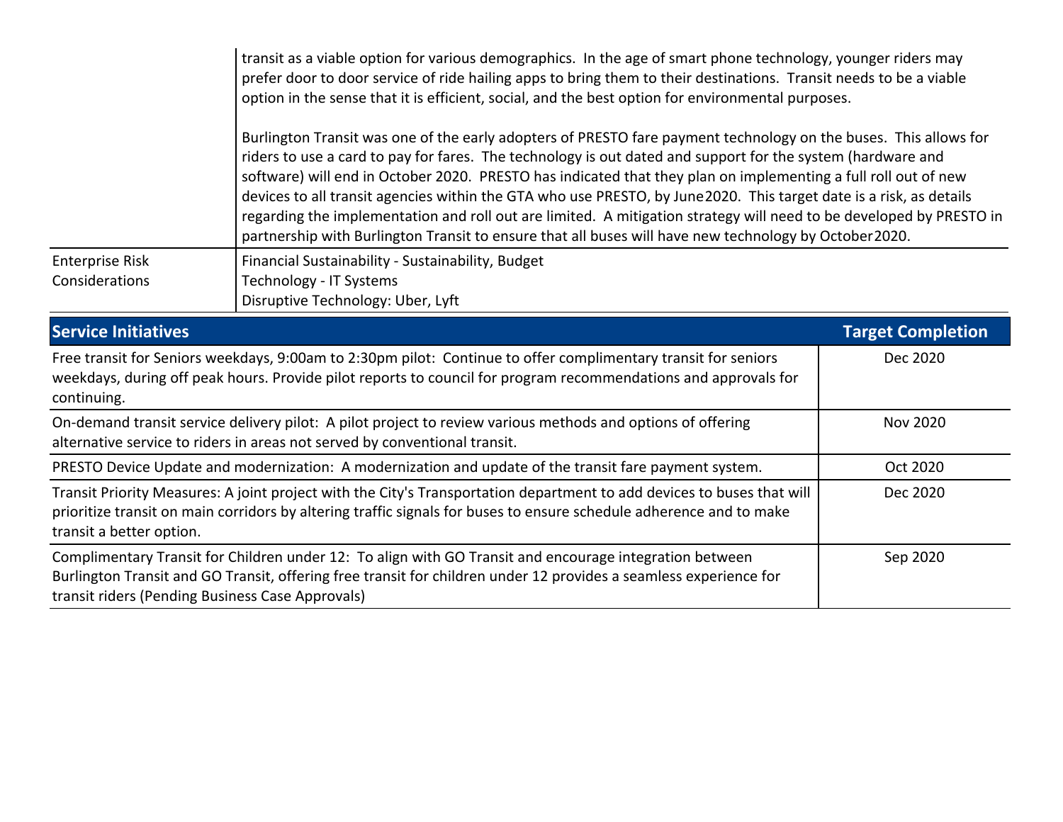| | |
|---|---|
| | transit as a viable option for various demographics. In the age of smart phone technology, younger riders may prefer door to door service of ride hailing apps to bring them to their destinations. Transit needs to be a viable option in the sense that it is efficient, social, and the best option for environmental purposes.<br><br>Burlington Transit was one of the early adopters of PRESTO fare payment technology on the buses. This allows for riders to use a card to pay for fares. The technology is out dated and support for the system (hardware and software) will end in October 2020. PRESTO has indicated that they plan on implementing a full roll out of new devices to all transit agencies within the GTA who use PRESTO, by June2020. This target date is a risk, as details regarding the implementation and roll out are limited. A mitigation strategy will need to be developed by PRESTO in partnership with Burlington Transit to ensure that all buses will have new technology by October2020. |
| Enterprise Risk Considerations | Financial Sustainability - Sustainability, Budget<br>Technology - IT Systems<br>Disruptive Technology: Uber, Lyft |

| Service Initiatives | Target Completion |
|---|---|
| Free transit for Seniors weekdays, 9:00am to 2:30pm pilot: Continue to offer complimentary transit for seniors weekdays, during off peak hours. Provide pilot reports to council for program recommendations and approvals for continuing. | Dec 2020 |
| On-demand transit service delivery pilot: A pilot project to review various methods and options of offering alternative service to riders in areas not served by conventional transit. | Nov 2020 |
| PRESTO Device Update and modernization: A modernization and update of the transit fare payment system. | Oct 2020 |
| Transit Priority Measures: A joint project with the City's Transportation department to add devices to buses that will prioritize transit on main corridors by altering traffic signals for buses to ensure schedule adherence and to make transit a better option. | Dec 2020 |
| Complimentary Transit for Children under 12: To align with GO Transit and encourage integration between Burlington Transit and GO Transit, offering free transit for children under 12 provides a seamless experience for transit riders (Pending Business Case Approvals) | Sep 2020 |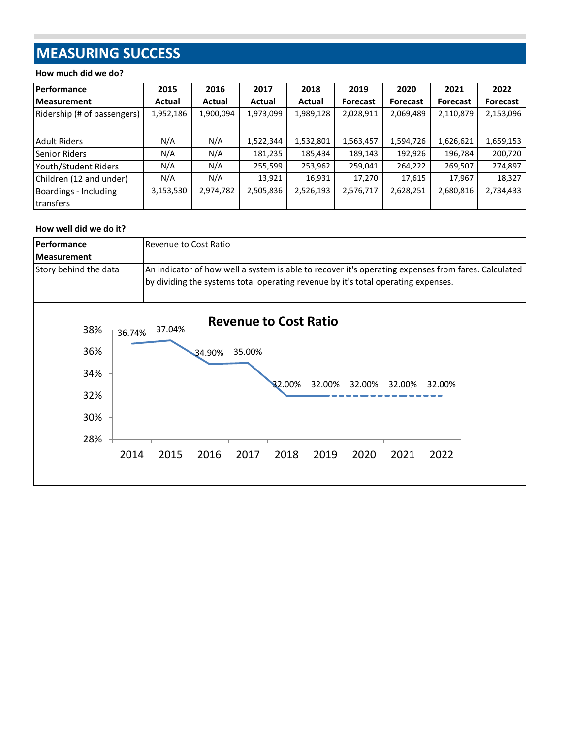# MEASURING SUCCESS

**How much did we do?**

| Performance Measurement | 2015 Actual | 2016 Actual | 2017 Actual | 2018 Actual | 2019 Forecast | 2020 Forecast | 2021 Forecast | 2022 Forecast |
|---|---|---|---|---|---|---|---|---|
| Ridership (# of passengers) | 1,952,186 | 1,900,094 | 1,973,099 | 1,989,128 | 2,028,911 | 2,069,489 | 2,110,879 | 2,153,096 |
| Adult Riders | N/A | N/A | 1,522,344 | 1,532,801 | 1,563,457 | 1,594,726 | 1,626,621 | 1,659,153 |
| Senior Riders | N/A | N/A | 181,235 | 185,434 | 189,143 | 192,926 | 196,784 | 200,720 |
| Youth/Student Riders | N/A | N/A | 255,599 | 253,962 | 259,041 | 264,222 | 269,507 | 274,897 |
| Children (12 and under) | N/A | N/A | 13,921 | 16,931 | 17,270 | 17,615 | 17,967 | 18,327 |
| Boardings - Including transfers | 3,153,530 | 2,974,782 | 2,505,836 | 2,526,193 | 2,576,717 | 2,628,251 | 2,680,816 | 2,734,433 |

**How well did we do it?**

| Performance Measurement | Revenue to Cost Ratio |
|---|---|
| Story behind the data | An indicator of how well a system is able to recover it's operating expenses from fares. Calculated by dividing the systems total operating revenue by it's total operating expenses. |

**Revenue to Cost Ratio**

| Year | 2014 | 2015 | 2016 | 2017 | 2018 | 2019 | 2020 | 2021 | 2022 |
|---|---|---|---|---|---|---|---|---|---|
| Revenue to Cost Ratio | 36.74% | 37.04% | 34.90% | 35.00% | 32.00% | 32.00% | 32.00% | 32.00% | 32.00% |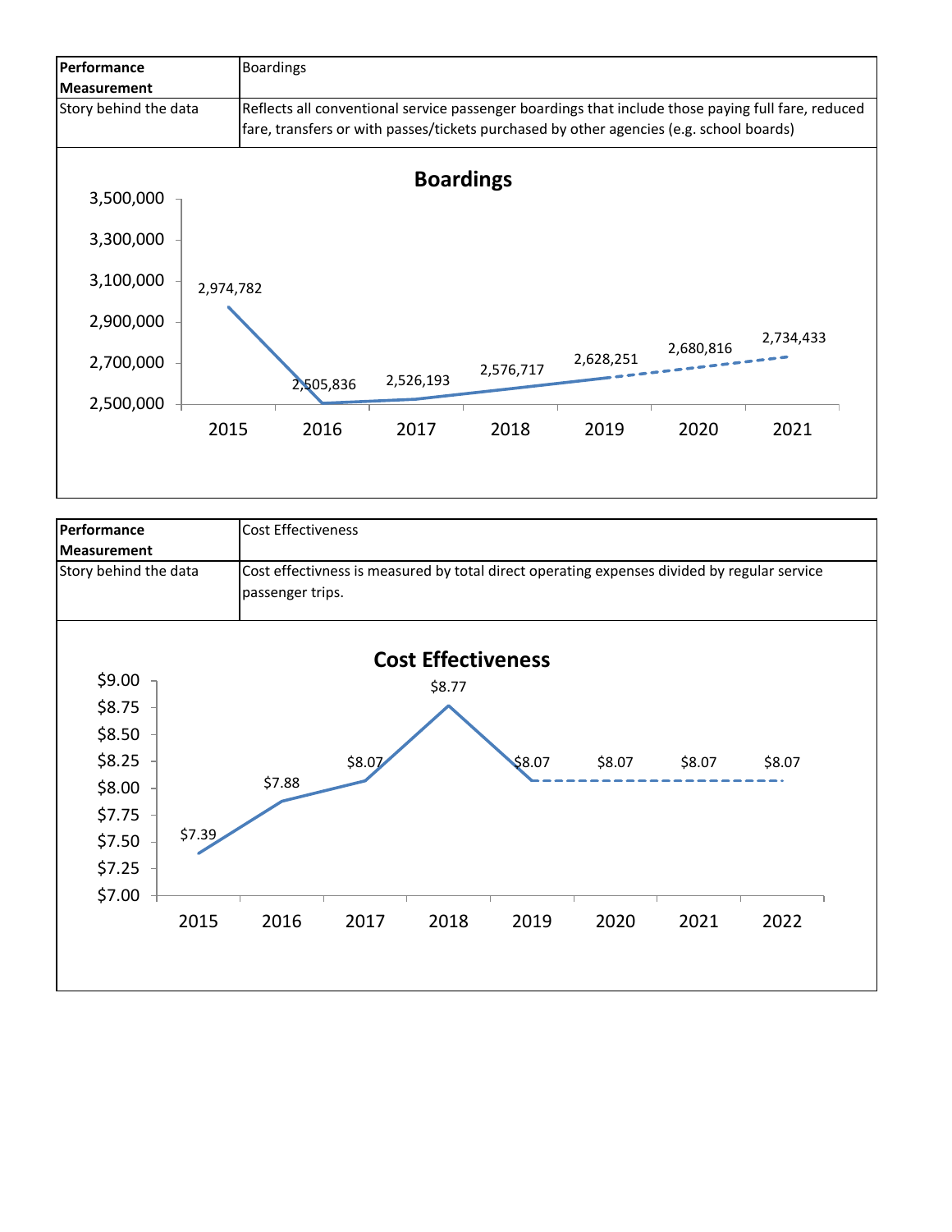| Performance Measurement | Boardings |
| --- | --- |
| Story behind the data | Reflects all conventional service passenger boardings that include those paying full fare, reduced fare, transfers or with passes/tickets purchased by other agencies (e.g. school boards) |

**Boardings**

| Year | Boardings |
| --- | --- |
| 2015 | 2,974,782 |
| 2016 | 2,505,836 |
| 2017 | 2,526,193 |
| 2018 | 2,576,717 |
| 2019 | 2,628,251 |
| 2020 | 2,680,816 |
| 2021 | 2,734,433 |

| Performance Measurement | Cost Effectiveness |
| --- | --- |
| Story behind the data | Cost effectivness is measured by total direct operating expenses divided by regular service passenger trips. |

**Cost Effectiveness**

| Year | Cost Effectiveness |
| --- | --- |
| 2015 | $7.39 |
| 2016 | $7.88 |
| 2017 | $8.07 |
| 2018 | $8.77 |
| 2019 | $8.07 |
| 2020 | $8.07 |
| 2021 | $8.07 |
| 2022 | $8.07 |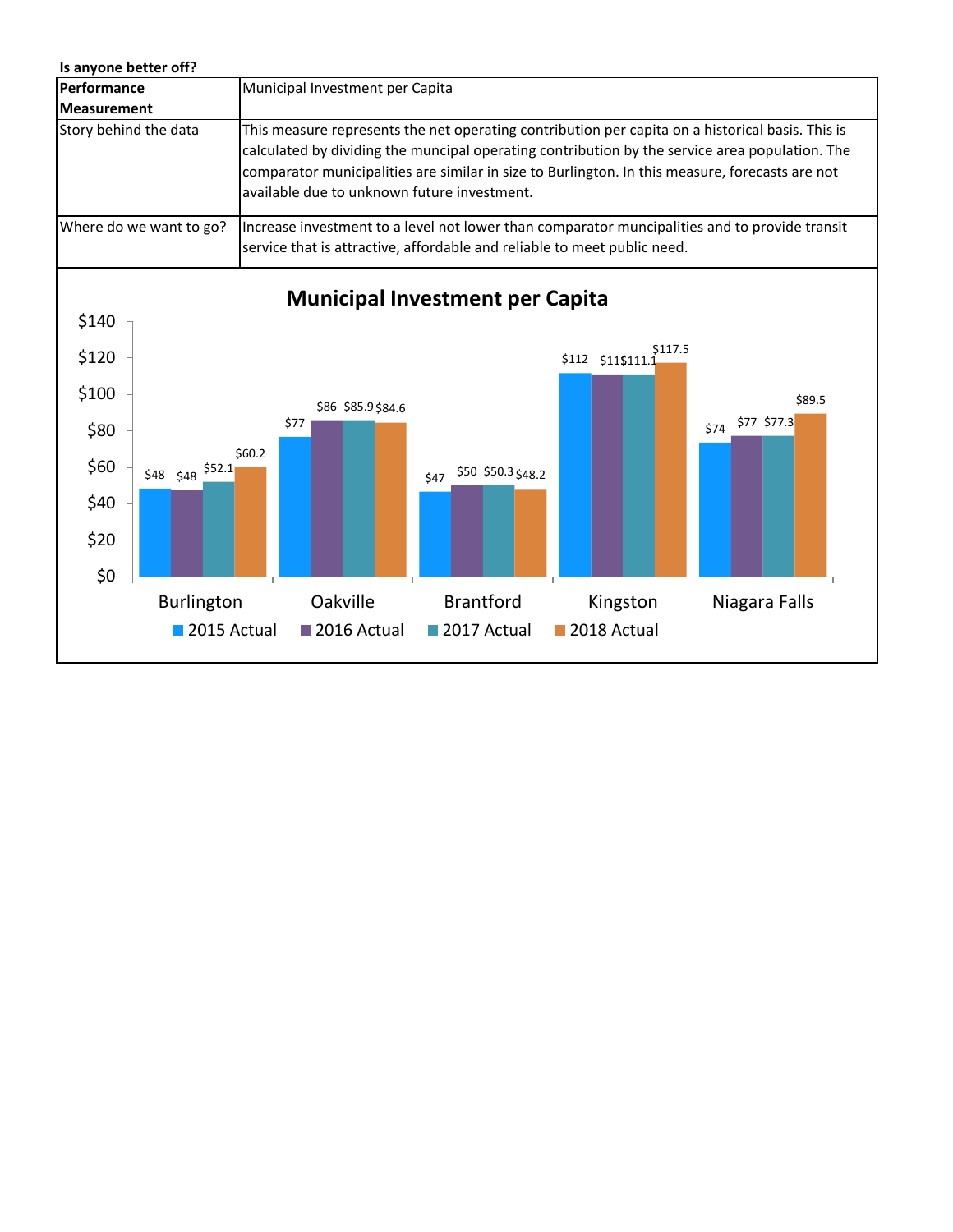**Is anyone better off?**

| | |
|---|---|
| **Performance Measurement** | Municipal Investment per Capita |
| Story behind the data | This measure represents the net operating contribution per capita on a historical basis. This is calculated by dividing the muncipal operating contribution by the service area population. The comparator municipalities are similar in size to Burlington. In this measure, forecasts are not available due to unknown future investment. |
| Where do we want to go? | Increase investment to a level not lower than comparator muncipalities and to provide transit service that is attractive, affordable and reliable to meet public need. |

**Municipal Investment per Capita**

$140
$120
$100
$80
$60
$40
$20
$0

Burlington: $48 $48 $52.1 $60.2
Oakville: $77 $86 $85.9 $84.6
Brantford: $47 $50 $50.3 $48.2
Kingston: $112 $111 $111.1 $117.5
Niagara Falls: $74 $77 $77.3 $89.5

2015 Actual
2016 Actual
2017 Actual
2018 Actual